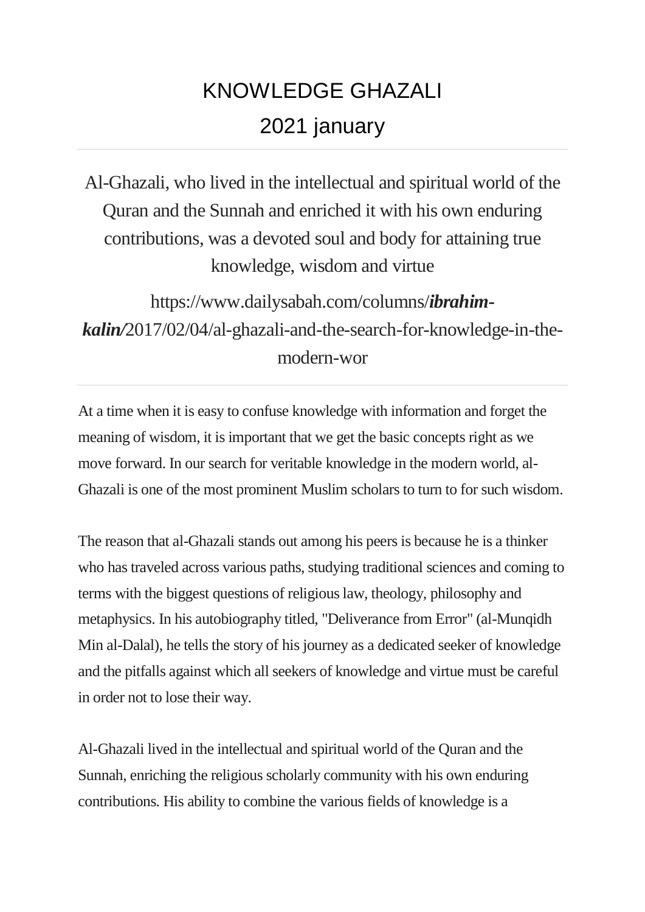# KNOWLEDGE GHAZALI

## 2021 january

---

Al-Ghazali, who lived in the intellectual and spiritual world of the Quran and the Sunnah and enriched it with his own enduring contributions, was a devoted soul and body for attaining true knowledge, wisdom and virtue

https://www.dailysabah.com/columns/***ibrahim-kalin/***2017/02/04/al-ghazali-and-the-search-for-knowledge-in-the-modern-wor

---

At a time when it is easy to confuse knowledge with information and forget the meaning of wisdom, it is important that we get the basic concepts right as we move forward. In our search for veritable knowledge in the modern world, al-Ghazali is one of the most prominent Muslim scholars to turn to for such wisdom.

The reason that al-Ghazali stands out among his peers is because he is a thinker who has traveled across various paths, studying traditional sciences and coming to terms with the biggest questions of religious law, theology, philosophy and metaphysics. In his autobiography titled, "Deliverance from Error" (al-Munqidh Min al-Dalal), he tells the story of his journey as a dedicated seeker of knowledge and the pitfalls against which all seekers of knowledge and virtue must be careful in order not to lose their way.

Al-Ghazali lived in the intellectual and spiritual world of the Quran and the Sunnah, enriching the religious scholarly community with his own enduring contributions. His ability to combine the various fields of knowledge is a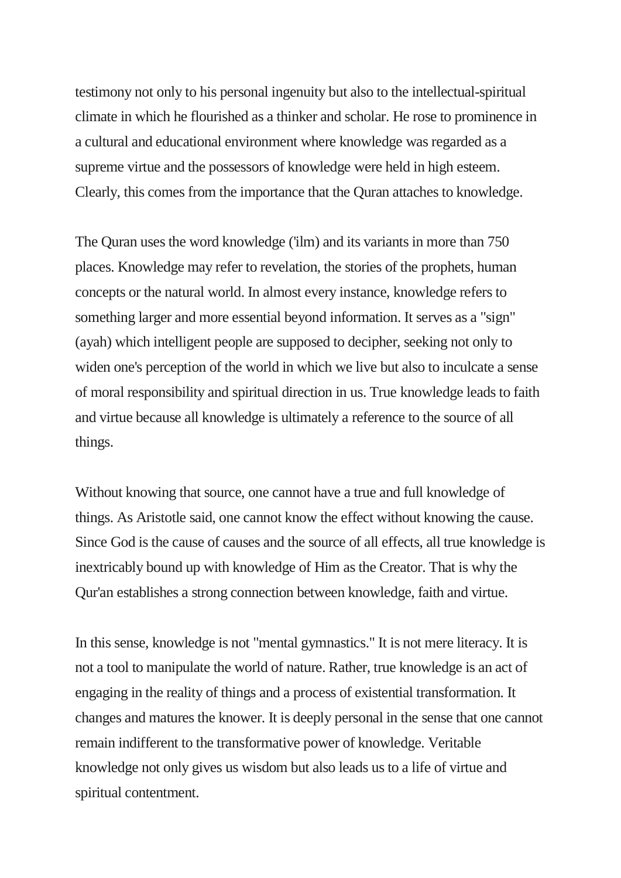testimony not only to his personal ingenuity but also to the intellectual-spiritual climate in which he flourished as a thinker and scholar. He rose to prominence in a cultural and educational environment where knowledge was regarded as a supreme virtue and the possessors of knowledge were held in high esteem. Clearly, this comes from the importance that the Quran attaches to knowledge.

The Quran uses the word knowledge ('ilm) and its variants in more than 750 places. Knowledge may refer to revelation, the stories of the prophets, human concepts or the natural world. In almost every instance, knowledge refers to something larger and more essential beyond information. It serves as a "sign" (ayah) which intelligent people are supposed to decipher, seeking not only to widen one's perception of the world in which we live but also to inculcate a sense of moral responsibility and spiritual direction in us. True knowledge leads to faith and virtue because all knowledge is ultimately a reference to the source of all things.

Without knowing that source, one cannot have a true and full knowledge of things. As Aristotle said, one cannot know the effect without knowing the cause. Since God is the cause of causes and the source of all effects, all true knowledge is inextricably bound up with knowledge of Him as the Creator. That is why the Qur'an establishes a strong connection between knowledge, faith and virtue.

In this sense, knowledge is not "mental gymnastics." It is not mere literacy. It is not a tool to manipulate the world of nature. Rather, true knowledge is an act of engaging in the reality of things and a process of existential transformation. It changes and matures the knower. It is deeply personal in the sense that one cannot remain indifferent to the transformative power of knowledge. Veritable knowledge not only gives us wisdom but also leads us to a life of virtue and spiritual contentment.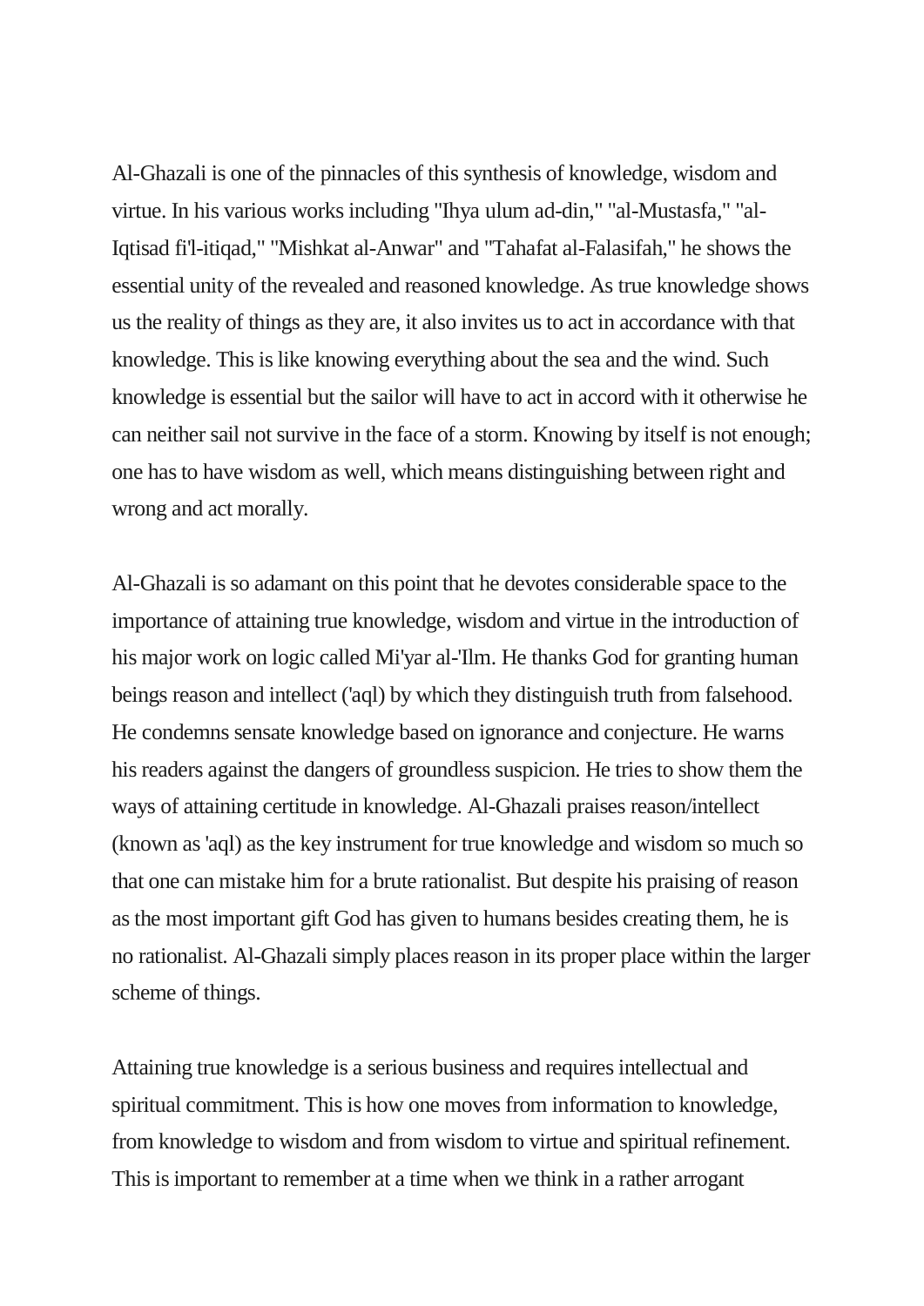Al-Ghazali is one of the pinnacles of this synthesis of knowledge, wisdom and virtue. In his various works including "Ihya ulum ad-din," "al-Mustasfa," "al-Iqtisad fi'l-itiqad," "Mishkat al-Anwar" and "Tahafat al-Falasifah," he shows the essential unity of the revealed and reasoned knowledge. As true knowledge shows us the reality of things as they are, it also invites us to act in accordance with that knowledge. This is like knowing everything about the sea and the wind. Such knowledge is essential but the sailor will have to act in accord with it otherwise he can neither sail not survive in the face of a storm. Knowing by itself is not enough; one has to have wisdom as well, which means distinguishing between right and wrong and act morally.

Al-Ghazali is so adamant on this point that he devotes considerable space to the importance of attaining true knowledge, wisdom and virtue in the introduction of his major work on logic called Mi'yar al-'Ilm. He thanks God for granting human beings reason and intellect ('aql) by which they distinguish truth from falsehood. He condemns sensate knowledge based on ignorance and conjecture. He warns his readers against the dangers of groundless suspicion. He tries to show them the ways of attaining certitude in knowledge. Al-Ghazali praises reason/intellect (known as 'aql) as the key instrument for true knowledge and wisdom so much so that one can mistake him for a brute rationalist. But despite his praising of reason as the most important gift God has given to humans besides creating them, he is no rationalist. Al-Ghazali simply places reason in its proper place within the larger scheme of things.

Attaining true knowledge is a serious business and requires intellectual and spiritual commitment. This is how one moves from information to knowledge, from knowledge to wisdom and from wisdom to virtue and spiritual refinement. This is important to remember at a time when we think in a rather arrogant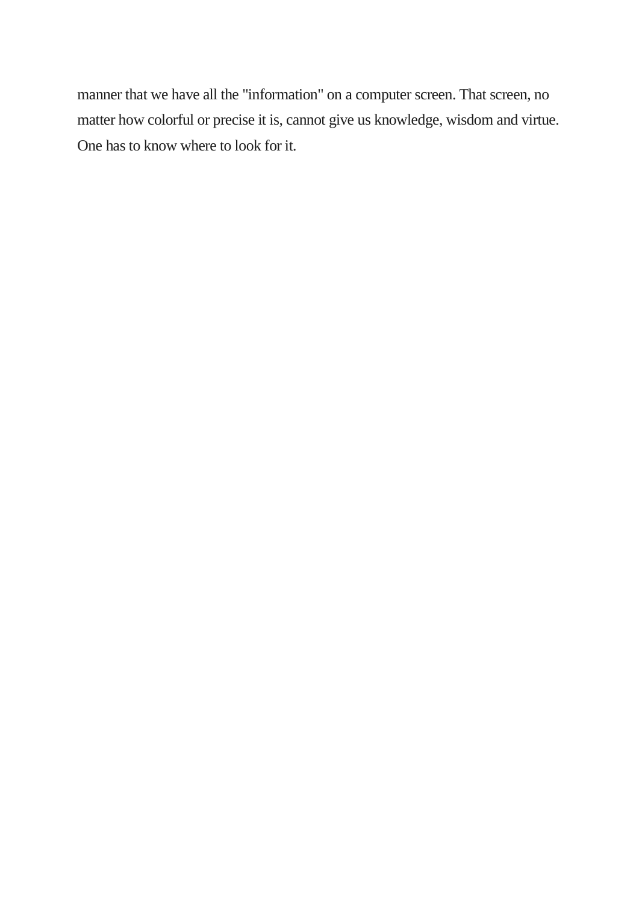manner that we have all the "information" on a computer screen. That screen, no matter how colorful or precise it is, cannot give us knowledge, wisdom and virtue. One has to know where to look for it.